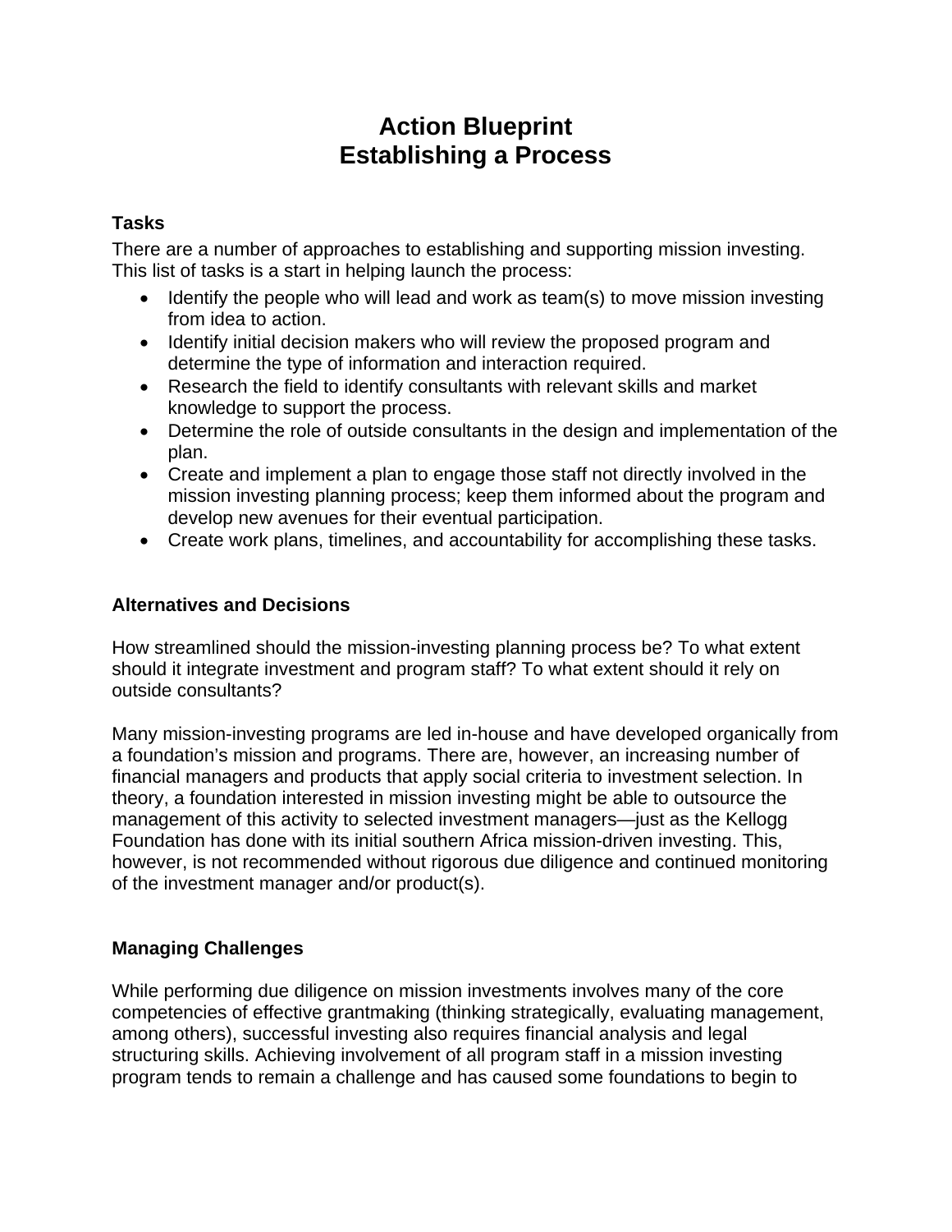# Action Blueprint
# Establishing a Process

### Tasks

There are a number of approaches to establishing and supporting mission investing. This list of tasks is a start in helping launch the process:

- Identify the people who will lead and work as team(s) to move mission investing from idea to action.
- Identify initial decision makers who will review the proposed program and determine the type of information and interaction required.
- Research the field to identify consultants with relevant skills and market knowledge to support the process.
- Determine the role of outside consultants in the design and implementation of the plan.
- Create and implement a plan to engage those staff not directly involved in the mission investing planning process; keep them informed about the program and develop new avenues for their eventual participation.
- Create work plans, timelines, and accountability for accomplishing these tasks.

### Alternatives and Decisions

How streamlined should the mission-investing planning process be? To what extent should it integrate investment and program staff? To what extent should it rely on outside consultants?

Many mission-investing programs are led in-house and have developed organically from a foundation's mission and programs. There are, however, an increasing number of financial managers and products that apply social criteria to investment selection. In theory, a foundation interested in mission investing might be able to outsource the management of this activity to selected investment managers—just as the Kellogg Foundation has done with its initial southern Africa mission-driven investing. This, however, is not recommended without rigorous due diligence and continued monitoring of the investment manager and/or product(s).

### Managing Challenges

While performing due diligence on mission investments involves many of the core competencies of effective grantmaking (thinking strategically, evaluating management, among others), successful investing also requires financial analysis and legal structuring skills. Achieving involvement of all program staff in a mission investing program tends to remain a challenge and has caused some foundations to begin to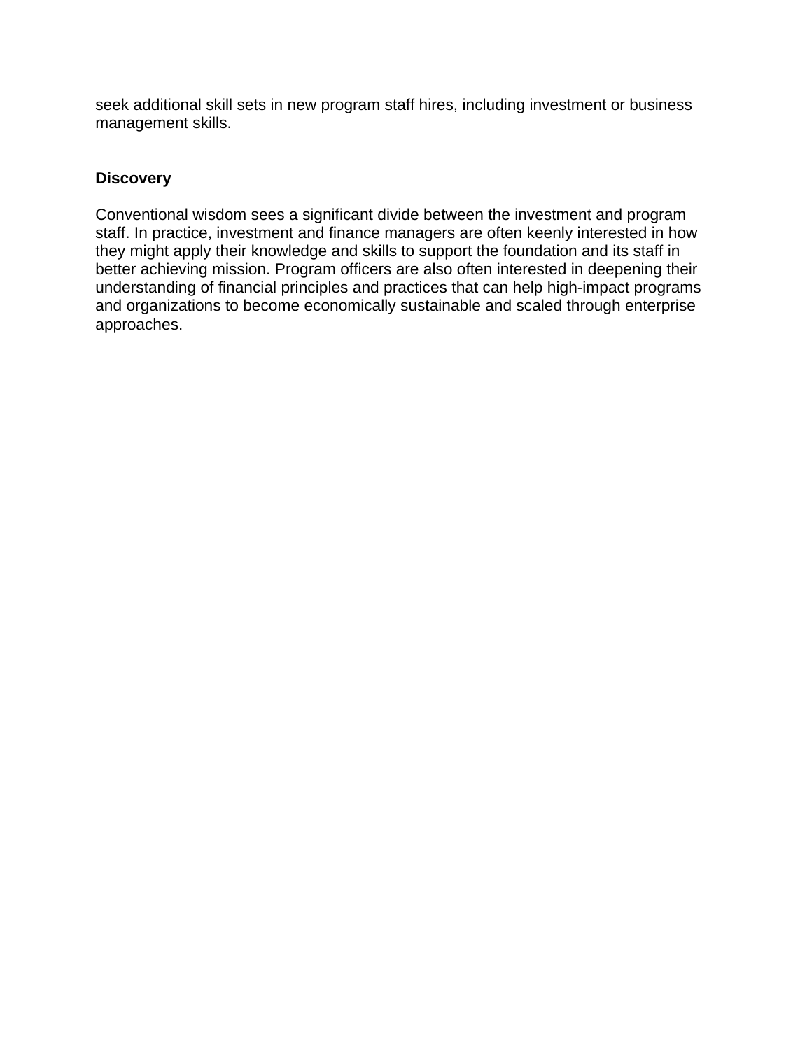seek additional skill sets in new program staff hires, including investment or business management skills.

### Discovery

Conventional wisdom sees a significant divide between the investment and program staff. In practice, investment and finance managers are often keenly interested in how they might apply their knowledge and skills to support the foundation and its staff in better achieving mission. Program officers are also often interested in deepening their understanding of financial principles and practices that can help high-impact programs and organizations to become economically sustainable and scaled through enterprise approaches.